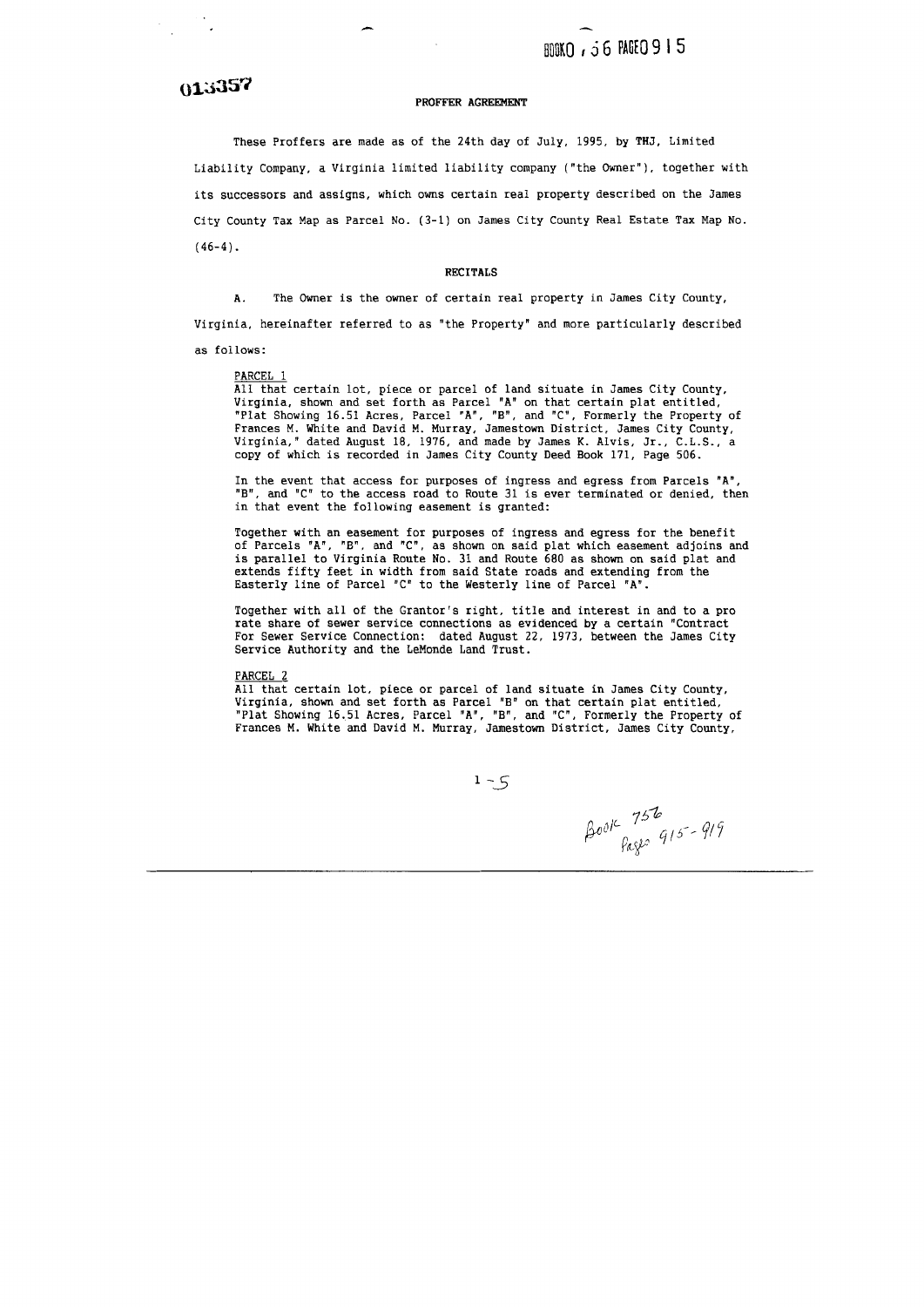BOOK 0756 PAGE 0915

013357

# PROFFER AGREEMENT

These Proffers are made as of the 24th day of July, 1995, by THJ, Limited Liability Company, a Virginia limited liability company ("the Owner"), together with its successors and assigns, which owns certain real property described on the James City County Tax Map as Parcel No. (3-1) on James City County Real Estate Tax Map No. (46-4).

## RECITALS

A. The Owner is the owner of certain real property in James City County, Virginia, hereinafter referred to as "the Property" and more particularly described as follows:

PARCEL 1
All that certain lot, piece or parcel of land situate in James City County, Virginia, shown and set forth as Parcel "A" on that certain plat entitled, "Plat Showing 16.51 Acres, Parcel "A", "B", and "C", Formerly the Property of Frances M. White and David M. Murray, Jamestown District, James City County, Virginia," dated August 18, 1976, and made by James K. Alvis, Jr., C.L.S., a copy of which is recorded in James City County Deed Book 171, Page 506.

In the event that access for purposes of ingress and egress from Parcels "A", "B", and "C" to the access road to Route 31 is ever terminated or denied, then in that event the following easement is granted:

Together with an easement for purposes of ingress and egress for the benefit of Parcels "A", "B", and "C", as shown on said plat which easement adjoins and is parallel to Virginia Route No. 31 and Route 680 as shown on said plat and extends fifty feet in width from said State roads and extending from the Easterly line of Parcel "C" to the Westerly line of Parcel "A".

Together with all of the Grantor's right, title and interest in and to a pro rate share of sewer service connections as evidenced by a certain "Contract For Sewer Service Connection: dated August 22, 1973, between the James City Service Authority and the LeMonde Land Trust.

PARCEL 2
All that certain lot, piece or parcel of land situate in James City County, Virginia, shown and set forth as Parcel "B" on that certain plat entitled, "Plat Showing 16.51 Acres, Parcel "A", "B", and "C", Formerly the Property of Frances M. White and David M. Murray, Jamestown District, James City County,

1 - 5

Book 756 Pages 915 - 919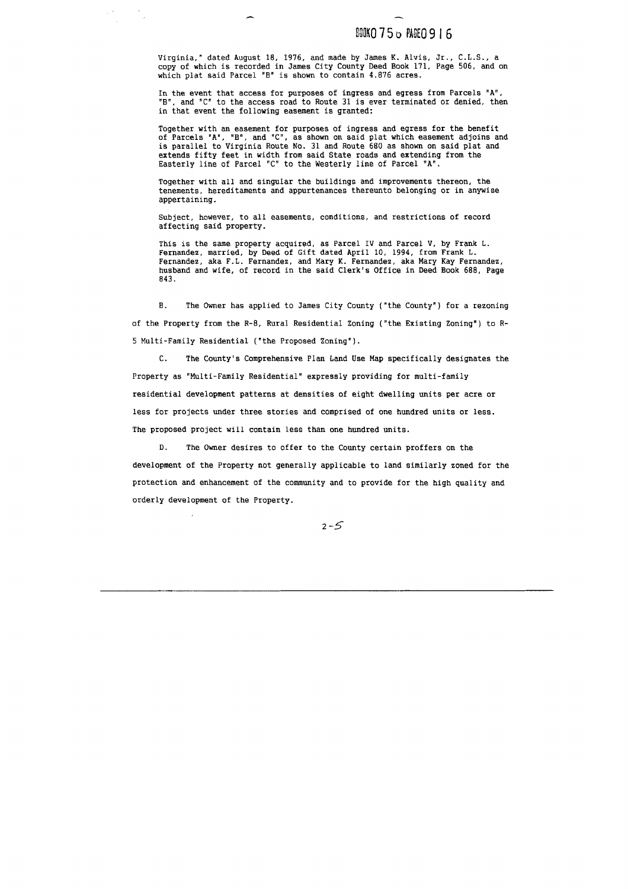Virginia," dated August 18, 1976, and made by James K. Alvis, Jr., C.L.S., a copy of which is recorded in James City County Deed Book 171, Page 506, and on which plat said Parcel "B" is shown to contain 4.876 acres.

In the event that access for purposes of ingress and egress from Parcels "A", "B", and "C" to the access road to Route 31 is ever terminated or denied, then in that event the following easement is granted:

Together with an easement for purposes of ingress and egress for the benefit of Parcels "A", "B", and "C", as shown on said plat which easement adjoins and is parallel to Virginia Route No. 31 and Route 680 as shown on said plat and extends fifty feet in width from said State roads and extending from the Easterly line of Parcel "C" to the Westerly line of Parcel "A".

Together with all and singular the buildings and improvements thereon, the tenements, hereditaments and appurtenances thereunto belonging or in anywise appertaining.

Subject, however, to all easements, conditions, and restrictions of record affecting said property.

This is the same property acquired, as Parcel IV and Parcel V, by Frank L. Fernandez, married, by Deed of Gift dated April 10, 1994, from Frank L. Fernandez, aka F.L. Fernandez, and Mary K. Fernandez, aka Mary Kay Fernandez, husband and wife, of record in the said Clerk's Office in Deed Book 688, Page 843.

B. The Owner has applied to James City County ("the County") for a rezoning of the Property from the R-8, Rural Residential Zoning ("the Existing Zoning") to R-5 Multi-Family Residential ("the Proposed Zoning").

C. The County's Comprehensive Plan Land Use Map specifically designates the Property as "Multi-Family Residential" expressly providing for multi-family residential development patterns at densities of eight dwelling units per acre or less for projects under three stories and comprised of one hundred units or less. The proposed project will contain less than one hundred units.

D. The Owner desires to offer to the County certain proffers on the development of the Property not generally applicable to land similarly zoned for the protection and enhancement of the community and to provide for the high quality and orderly development of the Property.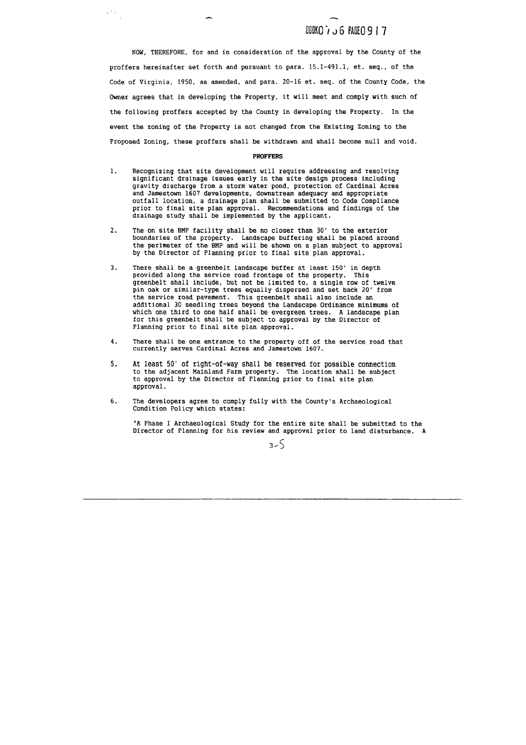NOW, THEREFORE, for and in consideration of the approval by the County of the proffers hereinafter set forth and pursuant to para. 15.1-491.1, et. seq., of the Code of Virginia, 1950, as amended, and para. 20-16 et. seq. of the County Code, the Owner agrees that in developing the Property, it will meet and comply with such of the following proffers accepted by the County in developing the Property. In the event the zoning of the Property is not changed from the Existing Zoning to the Proposed Zoning, these proffers shall be withdrawn and shall become null and void.

**PROFFERS**

1. Recognizing that site development will require addressing and resolving significant drainage issues early in the site design process including gravity discharge from a storm water pond, protection of Cardinal Acres and Jamestown 1607 developments, downstream adequacy and appropriate outfall location, a drainage plan shall be submitted to Code Compliance prior to final site plan approval. Recommendations and findings of the drainage study shall be implemented by the applicant.

2. The on site BMP facility shall be no closer than 30' to the exterior boundaries of the property. Landscape buffering shall be placed around the perimeter of the BMP and will be shown on a plan subject to approval by the Director of Planning prior to final site plan approval.

3. There shall be a greenbelt landscape buffer at least 150' in depth provided along the service road frontage of the property. This greenbelt shall include, but not be limited to, a single row of twelve pin oak or similar-type trees equally dispersed and set back 20' from the service road pavement. This greenbelt shall also include an additional 30 seedling trees beyond the Landscape Ordinance minimums of which one third to one half shall be evergreen trees. A landscape plan for this greenbelt shall be subject to approval by the Director of Planning prior to final site plan approval.

4. There shall be one entrance to the property off of the service road that currently serves Cardinal Acres and Jamestown 1607.

5. At least 50' of right-of-way shall be reserved for possible connection to the adjacent Mainland Farm property. The location shall be subject to approval by the Director of Planning prior to final site plan approval.

6. The developers agree to comply fully with the County's Archaeological Condition Policy which states:

   "A Phase I Archaeological Study for the entire site shall be submitted to the Director of Planning for his review and approval prior to land disturbance. A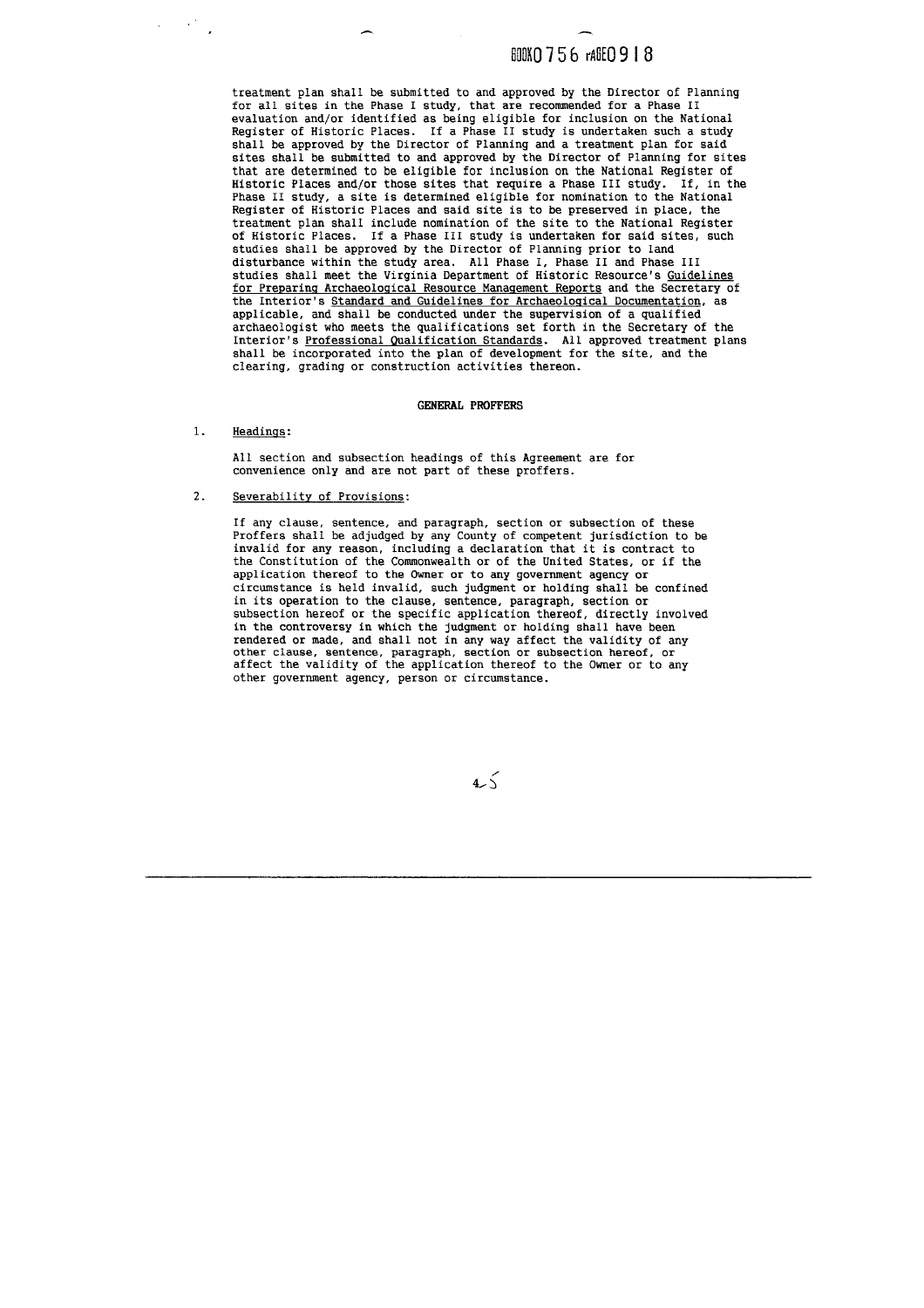treatment plan shall be submitted to and approved by the Director of Planning for all sites in the Phase I study, that are recommended for a Phase II evaluation and/or identified as being eligible for inclusion on the National Register of Historic Places. If a Phase II study is undertaken such a study shall be approved by the Director of Planning and a treatment plan for said sites shall be submitted to and approved by the Director of Planning for sites that are determined to be eligible for inclusion on the National Register of Historic Places and/or those sites that require a Phase III study. If, in the Phase II study, a site is determined eligible for nomination to the National Register of Historic Places and said site is to be preserved in place, the treatment plan shall include nomination of the site to the National Register of Historic Places. If a Phase III study is undertaken for said sites, such studies shall be approved by the Director of Planning prior to land disturbance within the study area. All Phase I, Phase II and Phase III studies shall meet the Virginia Department of Historic Resource's Guidelines for Preparing Archaeological Resource Management Reports and the Secretary of the Interior's Standard and Guidelines for Archaeological Documentation, as applicable, and shall be conducted under the supervision of a qualified archaeologist who meets the qualifications set forth in the Secretary of the Interior's Professional Qualification Standards. All approved treatment plans shall be incorporated into the plan of development for the site, and the clearing, grading or construction activities thereon.

## GENERAL PROFFERS

1. Headings:

   All section and subsection headings of this Agreement are for convenience only and are not part of these proffers.

2. Severability of Provisions:

   If any clause, sentence, and paragraph, section or subsection of these Proffers shall be adjudged by any County of competent jurisdiction to be invalid for any reason, including a declaration that it is contract to the Constitution of the Commonwealth or of the United States, or if the application thereof to the Owner or to any government agency or circumstance is held invalid, such judgment or holding shall be confined in its operation to the clause, sentence, paragraph, section or subsection hereof or the specific application thereof, directly involved in the controversy in which the judgment or holding shall have been rendered or made, and shall not in any way affect the validity of any other clause, sentence, paragraph, section or subsection hereof, or affect the validity of the application thereof to the Owner or to any other government agency, person or circumstance.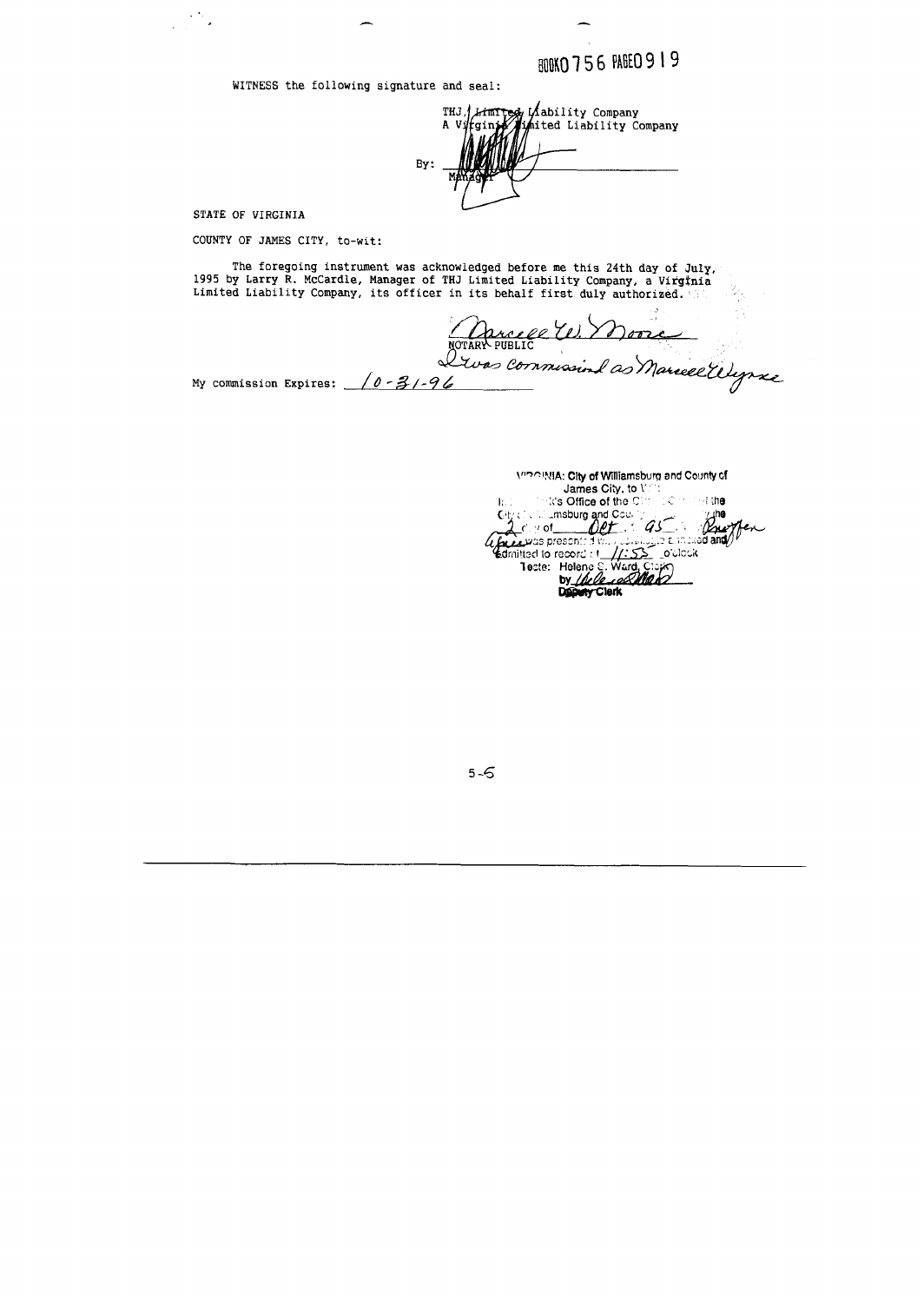BOOK0756 PAGE0919

WITNESS the following signature and seal:

THJ Limited Liability Company
A Virginia Limited Liability Company

By: ______________________
Manager

STATE OF VIRGINIA

COUNTY OF JAMES CITY, to-wit:

The foregoing instrument was acknowledged before me this 24th day of July, 1995 by Larry R. McCardle, Manager of THJ Limited Liability Company, a Virginia Limited Liability Company, its officer in its behalf first duly authorized.

Marcell W. Moore
NOTARY PUBLIC
I was commissioned as Marcell Wynne

My commission Expires: 10-31-96

VIRGINIA: City of Williamsburg and County of James City, to Wit:
In the Clerk's Office of the Circuit Court of the City of Williamsburg and County of James City the 2 day of Oct, 1995, this Deed was presented with certificate annexed and admitted to record at 11:55 o'clock
Teste: Helene S. Ward, Clerk
by ______________________
Deputy Clerk

5-6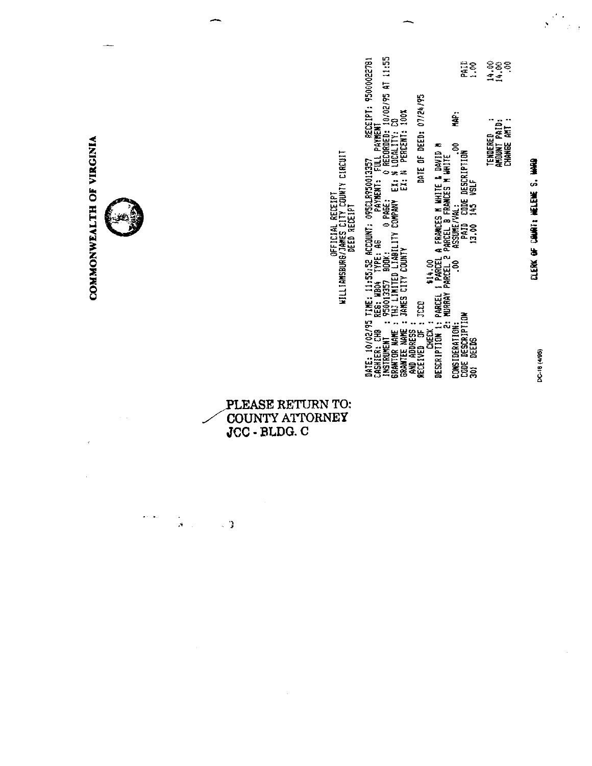# COMMONWEALTH OF VIRGINIA

OFFICIAL RECEIPT
WILLIAMSBURG/JAMES CITY COUNTY CIRCUIT
DEED RECEIPT

DATE: 10/02/95 TIME: 11:55:52 ACCOUNT: 095CLR950013357 RECEIPT: 95000022781
CASHIER: CHB REG: WB04 TYPE: AG PAYMENT: FULL PAYMENT
INSTRUMENT : 950013357 BOOK: 0 PAGE: 0 RECORDED: 10/02/95 AT 11:55
GRANTOR NAME : THJ LIMITED LIABILITY COMPANY EX: N LOCALITY: CO
GRANTEE NAME : JAMES CITY COUNTY EX: N PERCENT: 100%
AND ADDRESS :
RECEIVED OF : JCCO DATE OF DEED: 07/24/95
CHECK : $14.00
DESCRIPTION 1: PARCEL 1 PARCEL A FRANCES M WHITE & DAVID M
2: MURRAY PARCEL 2 PARCEL B FRANCES M WHITE
CONSIDERATION: .00 ASSUME/VAL: .00 MAP:

| CODE DESCRIPTION | PAID | CODE DESCRIPTION | PAID |
|---|---|---|---|
| 301 DEEDS | 13.00 | 145 VSLF | 1.00 |

TENDERED : 14.00
AMOUNT PAID: 14.00
CHANGE AMT : .00

CLERK OF COURT: HELENE S. WARD

PLEASE RETURN TO:
COUNTY ATTORNEY
JCC - BLDG. C

DC-18 (4/95)